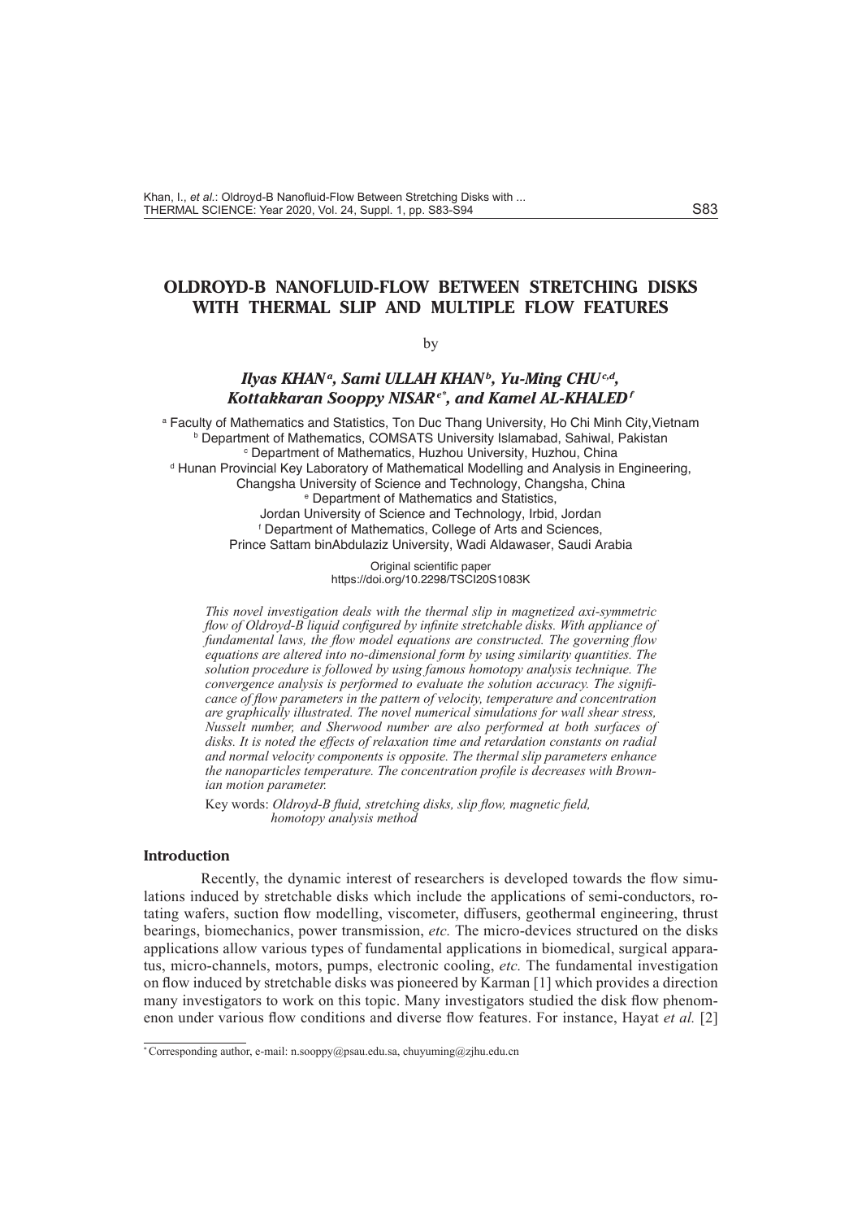# OLDROYD-B NANOFLUID-FLOW BETWEEN STRETCHING DISKS WITH THERMAL SLIP AND MULTIPLE FLOW FEATURES

by

***Ilyas KHAN[a], Sami ULLAH KHAN[b], Yu-Ming CHU[c,d], Kottakkaran Sooppy NISAR[e*], and Kamel AL-KHALED[f]***

[a] Faculty of Mathematics and Statistics, Ton Duc Thang University, Ho Chi Minh City, Vietnam
[b] Department of Mathematics, COMSATS University Islamabad, Sahiwal, Pakistan
[c] Department of Mathematics, Huzhou University, Huzhou, China
[d] Hunan Provincial Key Laboratory of Mathematical Modelling and Analysis in Engineering, Changsha University of Science and Technology, Changsha, China
[e] Department of Mathematics and Statistics, Jordan University of Science and Technology, Irbid, Jordan
[f] Department of Mathematics, College of Arts and Sciences, Prince Sattam binAbdulaziz University, Wadi Aldawaser, Saudi Arabia

Original scientific paper
https://doi.org/10.2298/TSCI20S1083K

*This novel investigation deals with the thermal slip in magnetized axi-symmetric flow of Oldroyd-B liquid configured by infinite stretchable disks. With appliance of fundamental laws, the flow model equations are constructed. The governing flow equations are altered into no-dimensional form by using similarity quantities. The solution procedure is followed by using famous homotopy analysis technique. The convergence analysis is performed to evaluate the solution accuracy. The significance of flow parameters in the pattern of velocity, temperature and concentration are graphically illustrated. The novel numerical simulations for wall shear stress, Nusselt number, and Sherwood number are also performed at both surfaces of disks. It is noted the effects of relaxation time and retardation constants on radial and normal velocity components is opposite. The thermal slip parameters enhance the nanoparticles temperature. The concentration profile is decreases with Brownian motion parameter.*

Key words: *Oldroyd-B fluid, stretching disks, slip flow, magnetic field, homotopy analysis method*

## Introduction

Recently, the dynamic interest of researchers is developed towards the flow simulations induced by stretchable disks which include the applications of semi-conductors, rotating wafers, suction flow modelling, viscometer, diffusers, geothermal engineering, thrust bearings, biomechanics, power transmission, *etc.* The micro-devices structured on the disks applications allow various types of fundamental applications in biomedical, surgical apparatus, micro-channels, motors, pumps, electronic cooling, *etc.* The fundamental investigation on flow induced by stretchable disks was pioneered by Karman [1] which provides a direction many investigators to work on this topic. Many investigators studied the disk flow phenomenon under various flow conditions and diverse flow features. For instance, Hayat *et al.* [2]

---
* Corresponding author, e-mail: n.sooppy@psau.edu.sa, chuyuming@zjhu.edu.cn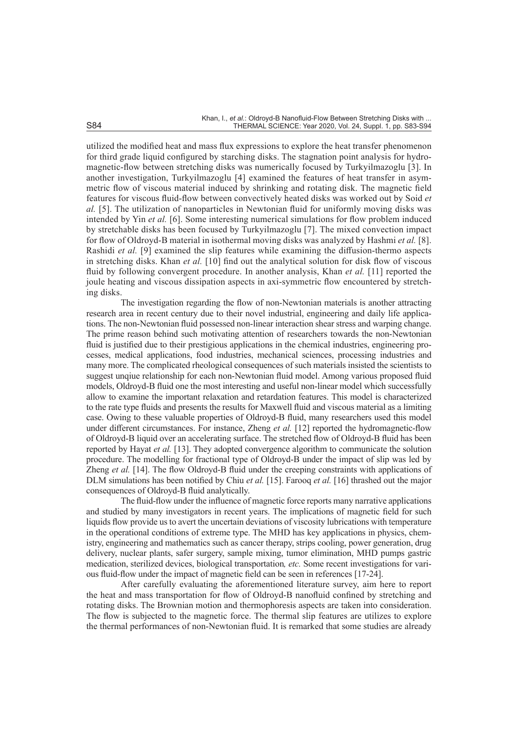utilized the modified heat and mass flux expressions to explore the heat transfer phenomenon for third grade liquid configured by starching disks. The stagnation point analysis for hydromagnetic-flow between stretching disks was numerically focused by Turkyilmazoglu [3]. In another investigation, Turkyilmazoglu [4] examined the features of heat transfer in asymmetric flow of viscous material induced by shrinking and rotating disk. The magnetic field features for viscous fluid-flow between convectively heated disks was worked out by Soid *et al.* [5]. The utilization of nanoparticles in Newtonian fluid for uniformly moving disks was intended by Yin *et al.* [6]. Some interesting numerical simulations for flow problem induced by stretchable disks has been focused by Turkyilmazoglu [7]. The mixed convection impact for flow of Oldroyd-B material in isothermal moving disks was analyzed by Hashmi *et al.* [8]. Rashidi *et al.* [9] examined the slip features while examining the diffusion-thermo aspects in stretching disks. Khan *et al.* [10] find out the analytical solution for disk flow of viscous fluid by following convergent procedure. In another analysis, Khan *et al.* [11] reported the joule heating and viscous dissipation aspects in axi-symmetric flow encountered by stretching disks.

The investigation regarding the flow of non-Newtonian materials is another attracting research area in recent century due to their novel industrial, engineering and daily life applications. The non-Newtonian fluid possessed non-linear interaction shear stress and warping change. The prime reason behind such motivating attention of researchers towards the non-Newtonian fluid is justified due to their prestigious applications in the chemical industries, engineering processes, medical applications, food industries, mechanical sciences, processing industries and many more. The complicated rheological consequences of such materials insisted the scientists to suggest unqiue relationship for each non-Newtonian fluid model. Among various proposed fluid models, Oldroyd-B fluid one the most interesting and useful non-linear model which successfully allow to examine the important relaxation and retardation features. This model is characterized to the rate type fluids and presents the results for Maxwell fluid and viscous material as a limiting case. Owing to these valuable properties of Oldroyd-B fluid, many researchers used this model under different circumstances. For instance, Zheng *et al.* [12] reported the hydromagnetic-flow of Oldroyd-B liquid over an accelerating surface. The stretched flow of Oldroyd-B fluid has been reported by Hayat *et al.* [13]. They adopted convergence algorithm to communicate the solution procedure. The modelling for fractional type of Oldroyd-B under the impact of slip was led by Zheng *et al.* [14]. The flow Oldroyd-B fluid under the creeping constraints with applications of DLM simulations has been notified by Chiu *et al.* [15]. Farooq *et al.* [16] thrashed out the major consequences of Oldroyd-B fluid analytically.

The fluid-flow under the influence of magnetic force reports many narrative applications and studied by many investigators in recent years. The implications of magnetic field for such liquids flow provide us to avert the uncertain deviations of viscosity lubrications with temperature in the operational conditions of extreme type. The MHD has key applications in physics, chemistry, engineering and mathematics such as cancer therapy, strips cooling, power generation, drug delivery, nuclear plants, safer surgery, sample mixing, tumor elimination, MHD pumps gastric medication, sterilized devices, biological transportation*, etc.* Some recent investigations for various fluid-flow under the impact of magnetic field can be seen in references [17-24].

After carefully evaluating the aforementioned literature survey, aim here to report the heat and mass transportation for flow of Oldroyd-B nanofluid confined by stretching and rotating disks. The Brownian motion and thermophoresis aspects are taken into consideration. The flow is subjected to the magnetic force. The thermal slip features are utilizes to explore the thermal performances of non-Newtonian fluid. It is remarked that some studies are already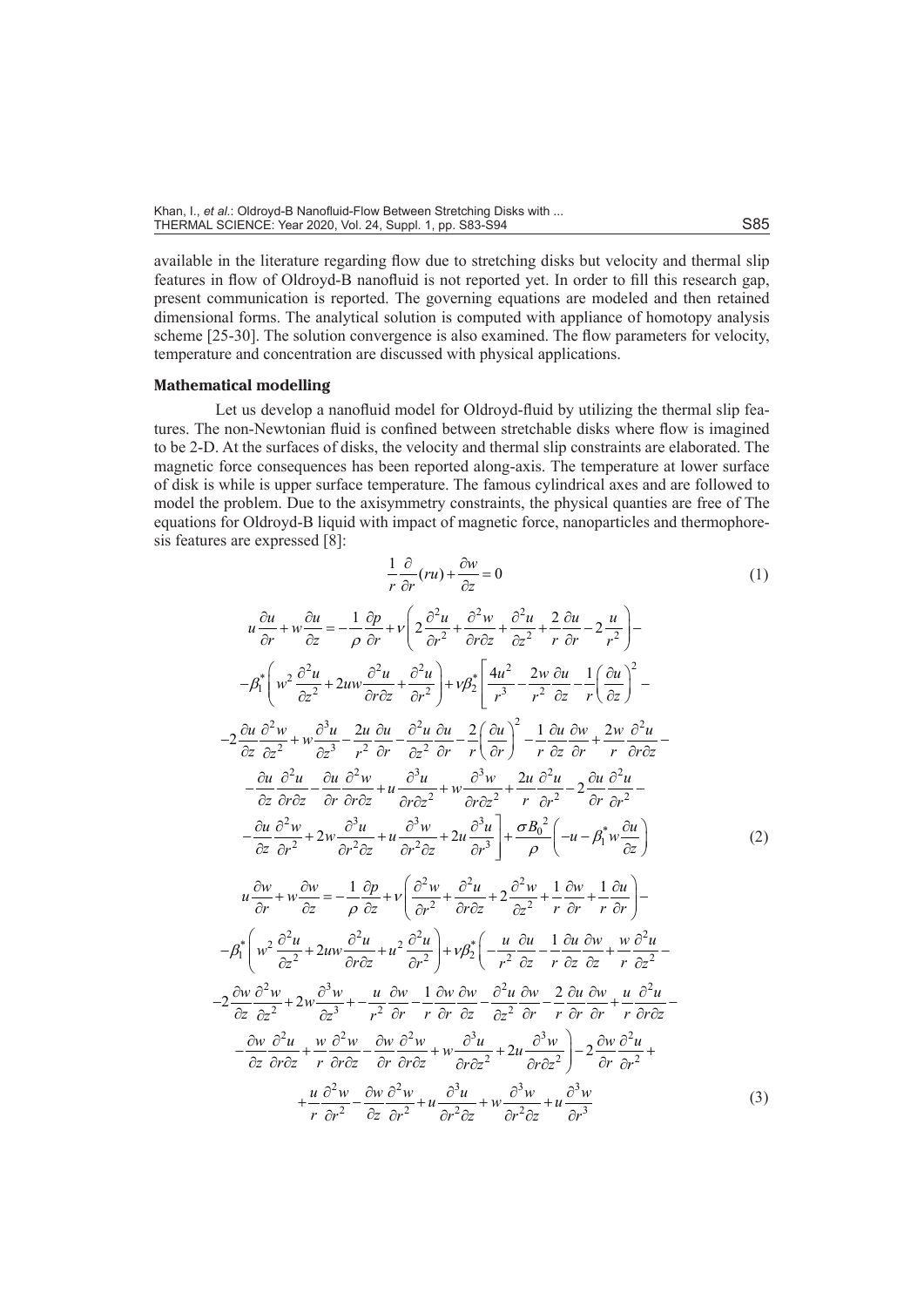available in the literature regarding flow due to stretching disks but velocity and thermal slip features in flow of Oldroyd-B nanofluid is not reported yet. In order to fill this research gap, present communication is reported. The governing equations are modeled and then retained dimensional forms. The analytical solution is computed with appliance of homotopy analysis scheme [25-30]. The solution convergence is also examined. The flow parameters for velocity, temperature and concentration are discussed with physical applications.

### Mathematical modelling

Let us develop a nanofluid model for Oldroyd-fluid by utilizing the thermal slip features. The non-Newtonian fluid is confined between stretchable disks where flow is imagined to be 2-D. At the surfaces of disks, the velocity and thermal slip constraints are elaborated. The magnetic force consequences has been reported along-axis. The temperature at lower surface of disk is while is upper surface temperature. The famous cylindrical axes and are followed to model the problem. Due to the axisymmetry constraints, the physical quanties are free of The equations for Oldroyd-B liquid with impact of magnetic force, nanoparticles and thermophoresis features are expressed [8]:

$$\frac{1}{r}\frac{\partial}{\partial r}(ru)+\frac{\partial w}{\partial z}=0 \tag{1}$$

$$\begin{aligned}
&u\frac{\partial u}{\partial r}+w\frac{\partial u}{\partial z}=-\frac{1}{\rho}\frac{\partial p}{\partial r}+\nu\left(2\frac{\partial^2 u}{\partial r^2}+\frac{\partial^2 w}{\partial r\partial z}+\frac{\partial^2 u}{\partial z^2}+\frac{2}{r}\frac{\partial u}{\partial r}-2\frac{u}{r^2}\right)-\\
&-\beta_1^*\left(w^2\frac{\partial^2 u}{\partial z^2}+2uw\frac{\partial^2 u}{\partial r\partial z}+\frac{\partial^2 u}{\partial r^2}\right)+\nu\beta_2^*\left[\frac{4u^2}{r^3}-\frac{2w}{r^2}\frac{\partial u}{\partial z}-\frac{1}{r}\left(\frac{\partial u}{\partial z}\right)^2-\right.\\
&-2\frac{\partial u}{\partial z}\frac{\partial^2 w}{\partial z^2}+w\frac{\partial^3 u}{\partial z^3}-\frac{2u}{r^2}\frac{\partial u}{\partial r}-\frac{\partial^2 u}{\partial z^2}\frac{\partial u}{\partial r}-\frac{2}{r}\left(\frac{\partial u}{\partial r}\right)^2-\frac{1}{r}\frac{\partial u}{\partial z}\frac{\partial w}{\partial r}+\frac{2w}{r}\frac{\partial^2 u}{\partial r\partial z}-\\
&-\frac{\partial u}{\partial z}\frac{\partial^2 u}{\partial r\partial z}-\frac{\partial u}{\partial r}\frac{\partial^2 w}{\partial r\partial z}+u\frac{\partial^3 u}{\partial r\partial z^2}+w\frac{\partial^3 w}{\partial r\partial z^2}+\frac{2u}{r}\frac{\partial^2 u}{\partial r^2}-2\frac{\partial u}{\partial r}\frac{\partial^2 u}{\partial r^2}-\\
&\left.-\frac{\partial u}{\partial z}\frac{\partial^2 w}{\partial r^2}+2w\frac{\partial^3 u}{\partial r^2\partial z}+u\frac{\partial^3 w}{\partial r^2\partial z}+2u\frac{\partial^3 u}{\partial r^3}\right]+\frac{\sigma B_0^2}{\rho}\left(-u-\beta_1^* w\frac{\partial u}{\partial z}\right)
\end{aligned} \tag{2}$$

$$\begin{aligned}
&u\frac{\partial w}{\partial r}+w\frac{\partial w}{\partial z}=-\frac{1}{\rho}\frac{\partial p}{\partial z}+\nu\left(\frac{\partial^2 w}{\partial r^2}+\frac{\partial^2 u}{\partial r\partial z}+2\frac{\partial^2 w}{\partial z^2}+\frac{1}{r}\frac{\partial w}{\partial r}+\frac{1}{r}\frac{\partial u}{\partial r}\right)-\\
&-\beta_1^*\left(w^2\frac{\partial^2 u}{\partial z^2}+2uw\frac{\partial^2 u}{\partial r\partial z}+u^2\frac{\partial^2 u}{\partial r^2}\right)+\nu\beta_2^*\left(-\frac{u}{r^2}\frac{\partial u}{\partial z}-\frac{1}{r}\frac{\partial u}{\partial z}\frac{\partial w}{\partial z}+\frac{w}{r}\frac{\partial^2 u}{\partial z^2}-\right.\\
&-2\frac{\partial w}{\partial z}\frac{\partial^2 w}{\partial z^2}+2w\frac{\partial^3 w}{\partial z^3}+-\frac{u}{r^2}\frac{\partial w}{\partial r}-\frac{1}{r}\frac{\partial w}{\partial r}\frac{\partial w}{\partial z}-\frac{\partial^2 u}{\partial z^2}\frac{\partial w}{\partial r}-\frac{2}{r}\frac{\partial u}{\partial r}\frac{\partial w}{\partial r}+\frac{u}{r}\frac{\partial^2 u}{\partial r\partial z}-\\
&\left.-\frac{\partial w}{\partial z}\frac{\partial^2 u}{\partial r\partial z}+\frac{w}{r}\frac{\partial^2 w}{\partial r\partial z}-\frac{\partial w}{\partial r}\frac{\partial^2 w}{\partial r\partial z}+w\frac{\partial^3 u}{\partial r\partial z^2}+2u\frac{\partial^3 w}{\partial r\partial z^2}\right)-2\frac{\partial w}{\partial r}\frac{\partial^2 u}{\partial r^2}+\\
&+\frac{u}{r}\frac{\partial^2 w}{\partial r^2}-\frac{\partial w}{\partial z}\frac{\partial^2 w}{\partial r^2}+u\frac{\partial^3 u}{\partial r^2\partial z}+w\frac{\partial^3 w}{\partial r^2\partial z}+u\frac{\partial^3 w}{\partial r^3}
\end{aligned} \tag{3}$$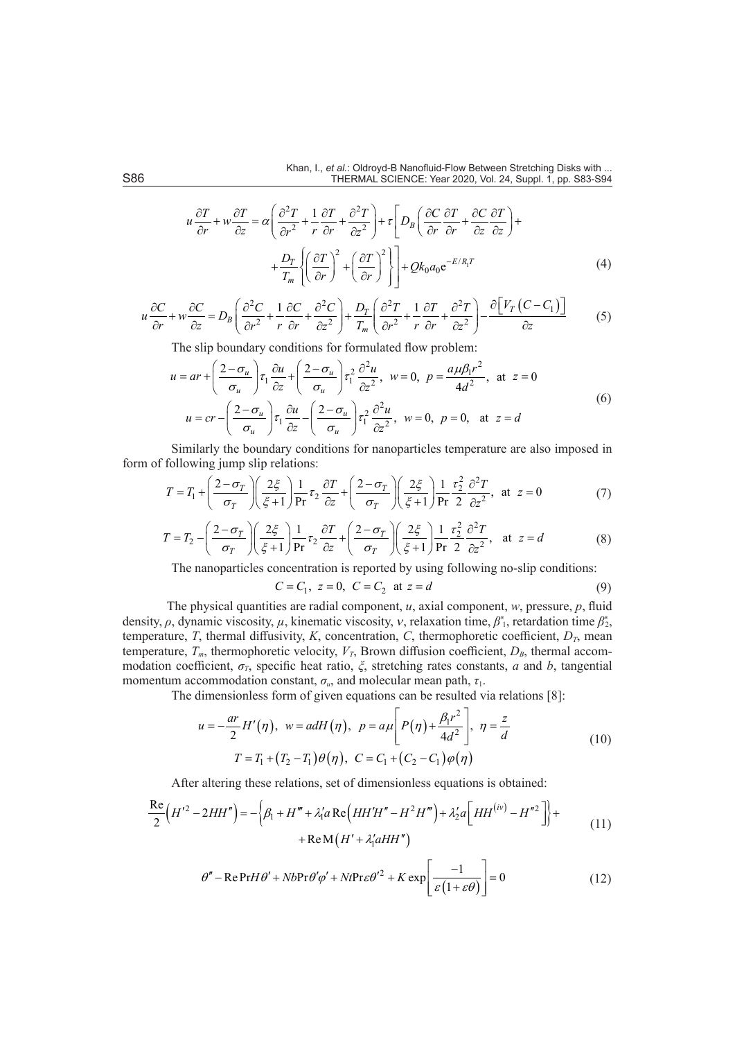$$u\frac{\partial T}{\partial r}+w\frac{\partial T}{\partial z}=\alpha\left(\frac{\partial^2 T}{\partial r^2}+\frac{1}{r}\frac{\partial T}{\partial r}+\frac{\partial^2 T}{\partial z^2}\right)+\tau\left[D_B\left(\frac{\partial C}{\partial r}\frac{\partial T}{\partial r}+\frac{\partial C}{\partial z}\frac{\partial T}{\partial z}\right)+\right.$$

$$\left.+\frac{D_T}{T_m}\left\{\left(\frac{\partial T}{\partial r}\right)^2+\left(\frac{\partial T}{\partial r}\right)^2\right\}\right]+Qk_0a_0\mathrm{e}^{-E/R_1T} \tag{4}$$

$$u\frac{\partial C}{\partial r}+w\frac{\partial C}{\partial z}=D_B\left(\frac{\partial^2 C}{\partial r^2}+\frac{1}{r}\frac{\partial C}{\partial r}+\frac{\partial^2 C}{\partial z^2}\right)+\frac{D_T}{T_m}\left(\frac{\partial^2 T}{\partial r^2}+\frac{1}{r}\frac{\partial T}{\partial r}+\frac{\partial^2 T}{\partial z^2}\right)-\frac{\partial\left[V_T\left(C-C_1\right)\right]}{\partial z} \tag{5}$$

The slip boundary conditions for formulated flow problem:

$$u=ar+\left(\frac{2-\sigma_u}{\sigma_u}\right)\tau_1\frac{\partial u}{\partial z}+\left(\frac{2-\sigma_u}{\sigma_u}\right)\tau_1^2\frac{\partial^2 u}{\partial z^2},\ w=0,\ p=\frac{a\mu\beta_1 r^2}{4d^2},\ \text{at}\ z=0$$

$$u=cr-\left(\frac{2-\sigma_u}{\sigma_u}\right)\tau_1\frac{\partial u}{\partial z}-\left(\frac{2-\sigma_u}{\sigma_u}\right)\tau_1^2\frac{\partial^2 u}{\partial z^2},\ w=0,\ p=0,\ \text{at}\ z=d \tag{6}$$

Similarly the boundary conditions for nanoparticles temperature are also imposed in form of following jump slip relations:

$$T=T_1+\left(\frac{2-\sigma_T}{\sigma_T}\right)\left(\frac{2\xi}{\xi+1}\right)\frac{1}{\mathrm{Pr}}\tau_2\frac{\partial T}{\partial z}+\left(\frac{2-\sigma_T}{\sigma_T}\right)\left(\frac{2\xi}{\xi+1}\right)\frac{1}{\mathrm{Pr}}\frac{\tau_2^2}{2}\frac{\partial^2 T}{\partial z^2},\ \text{at}\ z=0 \tag{7}$$

$$T=T_2-\left(\frac{2-\sigma_T}{\sigma_T}\right)\left(\frac{2\xi}{\xi+1}\right)\frac{1}{\mathrm{Pr}}\tau_2\frac{\partial T}{\partial z}+\left(\frac{2-\sigma_T}{\sigma_T}\right)\left(\frac{2\xi}{\xi+1}\right)\frac{1}{\mathrm{Pr}}\frac{\tau_2^2}{2}\frac{\partial^2 T}{\partial z^2},\ \text{at}\ z=d \tag{8}$$

The nanoparticles concentration is reported by using following no-slip conditions:

$$C=C_1,\ z=0,\ C=C_2\ \text{at}\ z=d \tag{9}$$

The physical quantities are radial component, $u$, axial component, $w$, pressure, $p$, fluid density, $\rho$, dynamic viscosity, $\mu$, kinematic viscosity, $\nu$, relaxation time, $\beta_1^*$, retardation time $\beta_2^*$, temperature, $T$, thermal diffusivity, $K$, concentration, $C$, thermophoretic coefficient, $D_T$, mean temperature, $T_m$, thermophoretic velocity, $V_T$, Brown diffusion coefficient, $D_B$, thermal accommodation coefficient, $\sigma_T$, specific heat ratio, $\xi$, stretching rates constants, $a$ and $b$, tangential momentum accommodation constant, $\sigma_u$, and molecular mean path, $\tau_1$.

The dimensionless form of given equations can be resulted via relations [8]:

$$u=-\frac{ar}{2}H'(\eta),\ w=adH(\eta),\ p=a\mu\left[P(\eta)+\frac{\beta_1 r^2}{4d^2}\right],\ \eta=\frac{z}{d}$$

$$T=T_1+(T_2-T_1)\theta(\eta),\ C=C_1+(C_2-C_1)\varphi(\eta) \tag{10}$$

After altering these relations, set of dimensionless equations is obtained:

$$\frac{\mathrm{Re}}{2}\left(H'^2-2HH''\right)=-\left\{\beta_1+H'''+\lambda_1' a\,\mathrm{Re}\left(HH'H''-H^2H'''\right)+\lambda_2' a\left[HH^{(iv)}-H''^2\right]\right\}+$$

$$+\mathrm{Re}\,\mathrm{M}\left(H'+\lambda_1' aHH''\right) \tag{11}$$

$$\theta''-\mathrm{Re}\,\mathrm{Pr}H\theta'+Nb\mathrm{Pr}\theta'\varphi'+Nt\mathrm{Pr}\varepsilon\theta'^2+K\exp\left[\frac{-1}{\varepsilon(1+\varepsilon\theta)}\right]=0 \tag{12}$$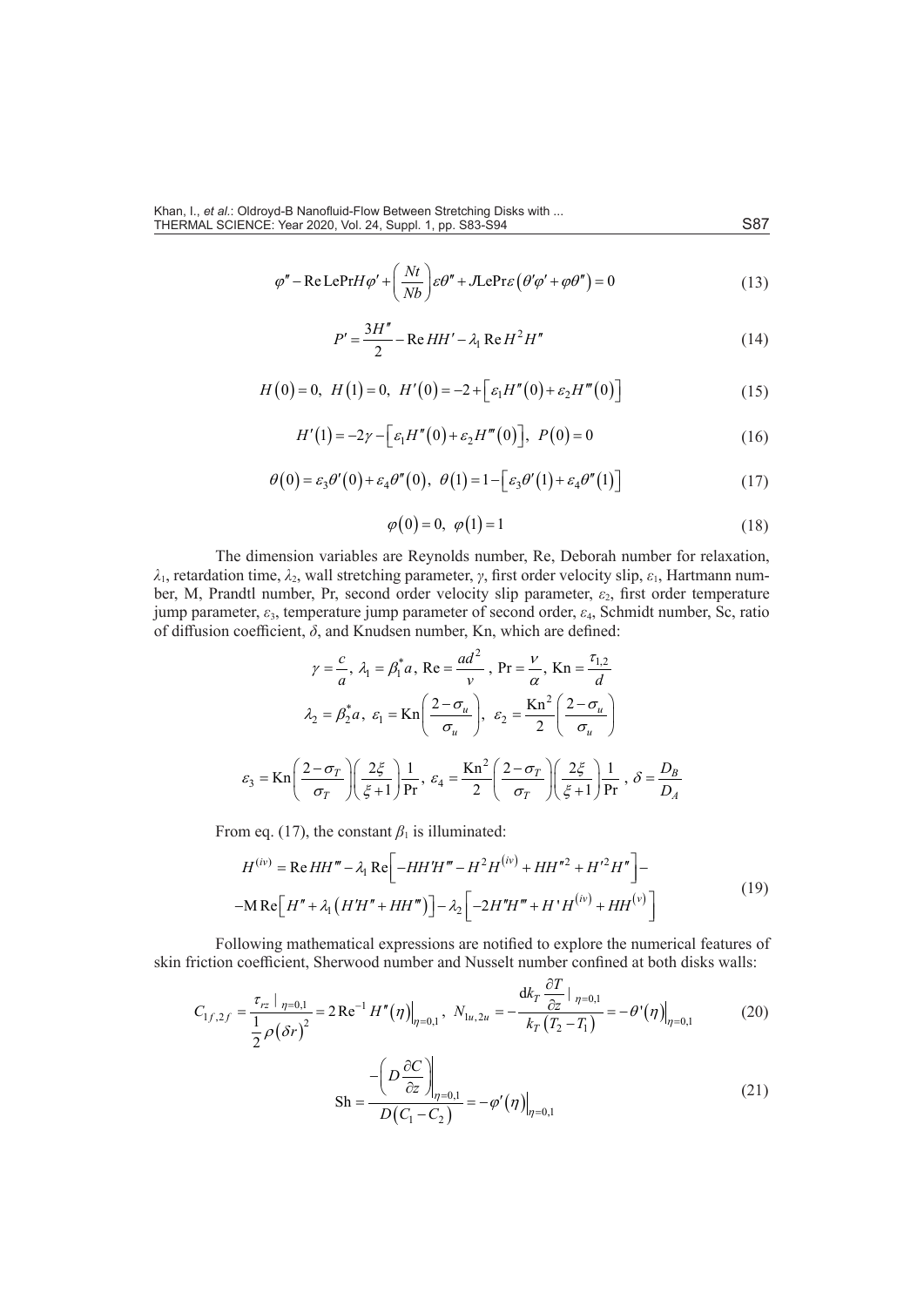$$\varphi'' - \text{Re}\,\text{LePr}H\varphi' + \left(\frac{Nt}{Nb}\right)\varepsilon\theta'' + J\text{LePr}\varepsilon\left(\theta'\varphi' + \varphi\theta''\right) = 0 \tag{13}$$

$$P' = \frac{3H''}{2} - \text{Re}\,HH' - \lambda_1\,\text{Re}\,H^2H'' \tag{14}$$

$$H(0) = 0,\;\; H(1) = 0,\;\; H'(0) = -2 + \left[\varepsilon_1 H''(0) + \varepsilon_2 H'''(0)\right] \tag{15}$$

$$H'(1) = -2\gamma - \left[\varepsilon_1 H''(0) + \varepsilon_2 H'''(0)\right],\;\; P(0) = 0 \tag{16}$$

$$\theta(0) = \varepsilon_3\theta'(0) + \varepsilon_4\theta''(0),\;\; \theta(1) = 1 - \left[\varepsilon_3\theta'(1) + \varepsilon_4\theta''(1)\right] \tag{17}$$

$$\varphi(0) = 0,\;\; \varphi(1) = 1 \tag{18}$$

The dimension variables are Reynolds number, Re, Deborah number for relaxation, $\lambda_1$, retardation time, $\lambda_2$, wall stretching parameter, $\gamma$, first order velocity slip, $\varepsilon_1$, Hartmann number, M, Prandtl number, Pr, second order velocity slip parameter, $\varepsilon_2$, first order temperature jump parameter, $\varepsilon_3$, temperature jump parameter of second order, $\varepsilon_4$, Schmidt number, Sc, ratio of diffusion coefficient, $\delta$, and Knudsen number, Kn, which are defined:

$$\gamma = \frac{c}{a},\; \lambda_1 = \beta_1^* a,\; \text{Re} = \frac{ad^2}{v},\; \text{Pr} = \frac{v}{\alpha},\; \text{Kn} = \frac{\tau_{1,2}}{d}$$

$$\lambda_2 = \beta_2^* a,\; \varepsilon_1 = \text{Kn}\left(\frac{2-\sigma_u}{\sigma_u}\right),\; \varepsilon_2 = \frac{\text{Kn}^2}{2}\left(\frac{2-\sigma_u}{\sigma_u}\right)$$

$$\varepsilon_3 = \text{Kn}\left(\frac{2-\sigma_T}{\sigma_T}\right)\left(\frac{2\xi}{\xi+1}\right)\frac{1}{\text{Pr}},\; \varepsilon_4 = \frac{\text{Kn}^2}{2}\left(\frac{2-\sigma_T}{\sigma_T}\right)\left(\frac{2\xi}{\xi+1}\right)\frac{1}{\text{Pr}},\; \delta = \frac{D_B}{D_A}$$

From eq. (17), the constant $\beta_1$ is illuminated:

$$\begin{aligned} H^{(iv)} &= \text{Re}\,HH''' - \lambda_1\,\text{Re}\left[-HH'H''' - H^2H^{(iv)} + HH''^2 + H'^2H''\right] - \\ &- \text{M}\,\text{Re}\left[H'' + \lambda_1\left(H'H'' + HH'''\right)\right] - \lambda_2\left[-2H''H''' + H'H^{(iv)} + HH^{(v)}\right] \end{aligned} \tag{19}$$

Following mathematical expressions are notified to explore the numerical features of skin friction coefficient, Sherwood number and Nusselt number confined at both disks walls:

$$C_{1f,2f} = \frac{\tau_{rz}\,|_{\,\eta=0,1}}{\frac{1}{2}\rho\left(\delta r\right)^2} = 2\,\text{Re}^{-1}\,H''(\eta)\Big|_{\eta=0,1},\;\; N_{1u,2u} = -\frac{\text{d}k_T\,\dfrac{\partial T}{\partial z}\,|_{\,\eta=0,1}}{k_T\left(T_2 - T_1\right)} = -\theta'(\eta)\Big|_{\eta=0,1} \tag{20}$$

$$\text{Sh} = \frac{-\left(D\dfrac{\partial C}{\partial z}\right)\Bigg|_{\eta=0,1}}{D\left(C_1 - C_2\right)} = -\varphi'(\eta)\Big|_{\eta=0,1} \tag{21}$$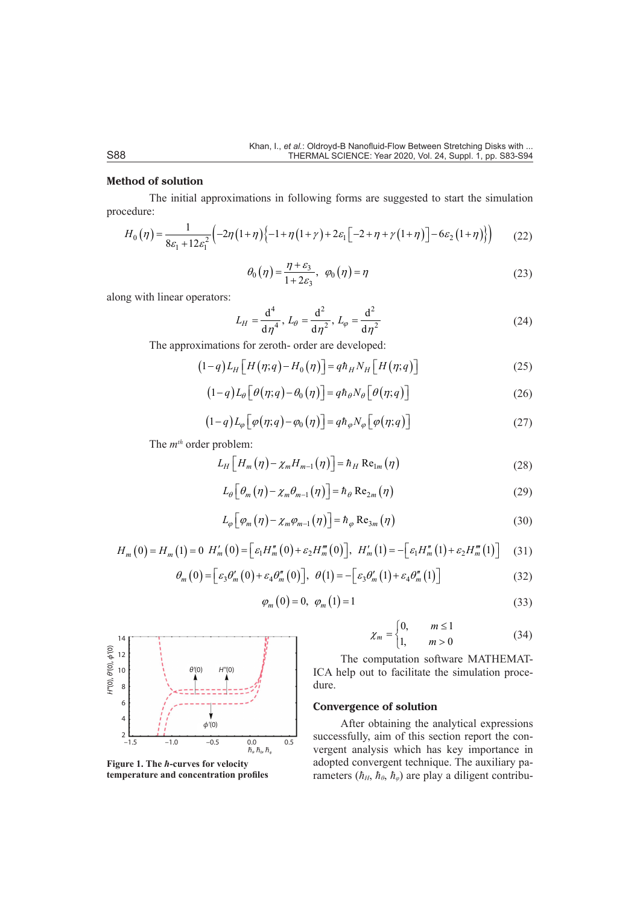### Method of solution

The initial approximations in following forms are suggested to start the simulation procedure:

$$H_0(\eta)=\frac{1}{8\varepsilon_1+12\varepsilon_1^2}\Big(-2\eta(1+\eta)\big\{-1+\eta(1+\gamma)+2\varepsilon_1\big[-2+\eta+\gamma(1+\eta)\big]-6\varepsilon_2(1+\eta)\big\}\Big) \tag{22}$$

$$\theta_0(\eta)=\frac{\eta+\varepsilon_3}{1+2\varepsilon_3},\quad \varphi_0(\eta)=\eta \tag{23}$$

along with linear operators:

$$L_H=\frac{\mathrm{d}^4}{\mathrm{d}\eta^4},\; L_\theta=\frac{\mathrm{d}^2}{\mathrm{d}\eta^2},\; L_\varphi=\frac{\mathrm{d}^2}{\mathrm{d}\eta^2} \tag{24}$$

The approximations for zeroth- order are developed:

$$(1-q)L_H\big[H(\eta;q)-H_0(\eta)\big]=q\hbar_H N_H\big[H(\eta;q)\big] \tag{25}$$

$$(1-q)L_\theta\big[\theta(\eta;q)-\theta_0(\eta)\big]=q\hbar_\theta N_\theta\big[\theta(\eta;q)\big] \tag{26}$$

$$(1-q)L_\varphi\big[\varphi(\eta;q)-\varphi_0(\eta)\big]=q\hbar_\varphi N_\varphi\big[\varphi(\eta;q)\big] \tag{27}$$

The $m^{th}$ order problem:

$$L_H\big[H_m(\eta)-\chi_m H_{m-1}(\eta)\big]=\hbar_H\,\mathrm{Re}_{1m}(\eta) \tag{28}$$

$$L_\theta\big[\theta_m(\eta)-\chi_m\theta_{m-1}(\eta)\big]=\hbar_\theta\,\mathrm{Re}_{2m}(\eta) \tag{29}$$

$$L_\varphi\big[\varphi_m(\eta)-\chi_m\varphi_{m-1}(\eta)\big]=\hbar_\varphi\,\mathrm{Re}_{3m}(\eta) \tag{30}$$

$$H_m(0)=H_m(1)=0\;\; H'_m(0)=\big[\varepsilon_1 H''_m(0)+\varepsilon_2 H'''_m(0)\big],\;\; H'_m(1)=-\big[\varepsilon_1 H''_m(1)+\varepsilon_2 H'''_m(1)\big] \tag{31}$$

$$\theta_m(0)=\big[\varepsilon_3\theta'_m(0)+\varepsilon_4\theta''_m(0)\big],\;\; \theta(1)=-\big[\varepsilon_3\theta'_m(1)+\varepsilon_4\theta''_m(1)\big] \tag{32}$$

$$\varphi_m(0)=0,\;\; \varphi_m(1)=1 \tag{33}$$

$$\chi_m=\begin{cases}0, & m\le 1\\ 1, & m>0\end{cases} \tag{34}$$

The computation software MATHEMATICA help out to facilitate the simulation procedure.

**Figure 1. The $\hbar$-curves for velocity temperature and concentration profiles**

### Convergence of solution

After obtaining the analytical expressions successfully, aim of this section report the convergent analysis which has key importance in adopted convergent technique. The auxiliary parameters ($\hbar_H$, $\hbar_\theta$, $\hbar_\varphi$) are play a diligent contribu-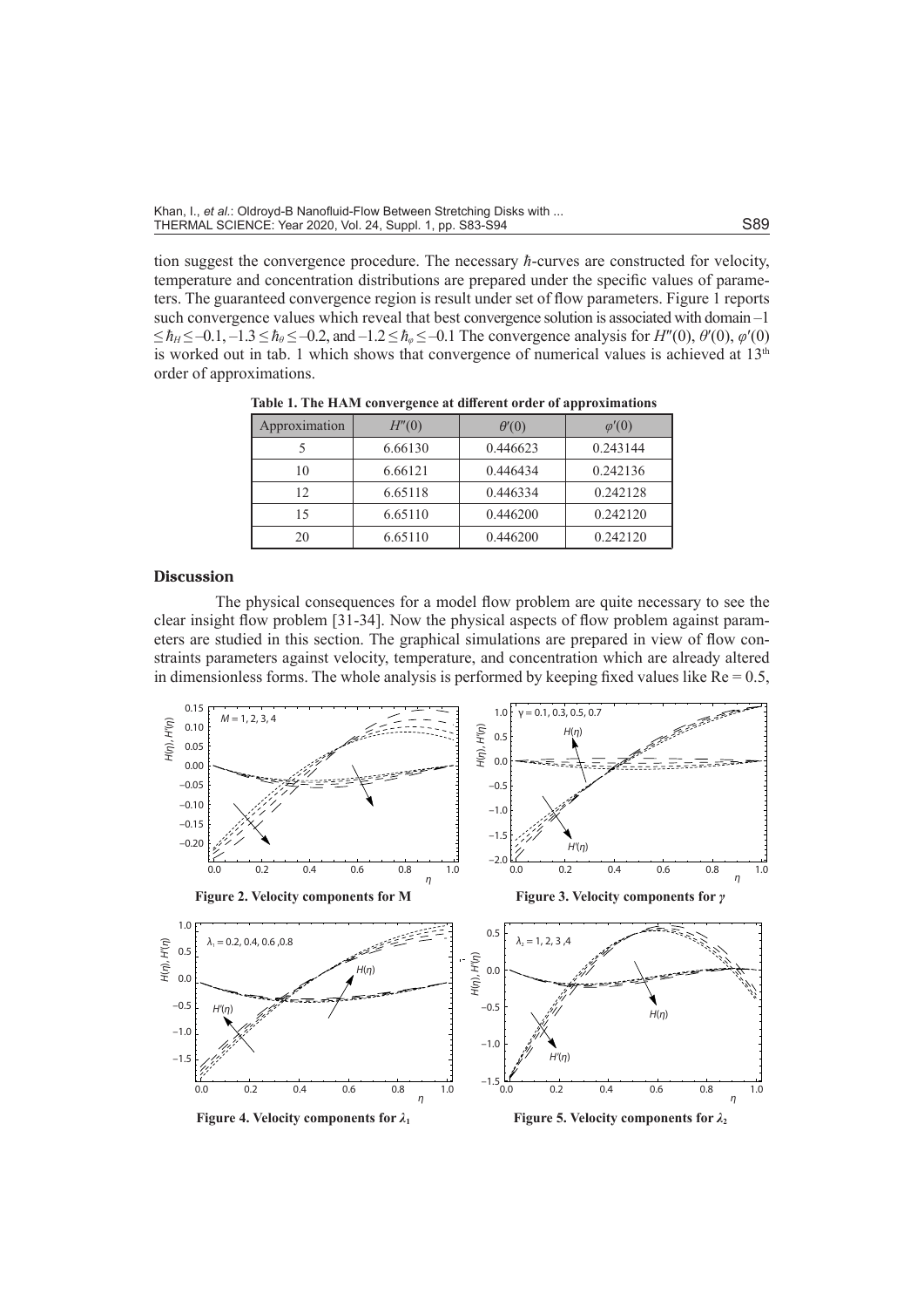tion suggest the convergence procedure. The necessary $\hbar$-curves are constructed for velocity, temperature and concentration distributions are prepared under the specific values of parameters. The guaranteed convergence region is result under set of flow parameters. Figure 1 reports such convergence values which reveal that best convergence solution is associated with domain $-1 \leq \hbar_H \leq -0.1$, $-1.3 \leq \hbar_\theta \leq -0.2$, and $-1.2 \leq \hbar_\varphi \leq -0.1$ The convergence analysis for $H''(0)$, $\theta'(0)$, $\varphi'(0)$ is worked out in tab. 1 which shows that convergence of numerical values is achieved at 13[th] order of approximations.

**Table 1. The HAM convergence at different order of approximations**

| Approximation | $H''(0)$ | $\theta'(0)$ | $\varphi'(0)$ |
|---|---|---|---|
| 5 | 6.66130 | 0.446623 | 0.243144 |
| 10 | 6.66121 | 0.446434 | 0.242136 |
| 12 | 6.65118 | 0.446334 | 0.242128 |
| 15 | 6.65110 | 0.446200 | 0.242120 |
| 20 | 6.65110 | 0.446200 | 0.242120 |

## Discussion

The physical consequences for a model flow problem are quite necessary to see the clear insight flow problem [31-34]. Now the physical aspects of flow problem against parameters are studied in this section. The graphical simulations are prepared in view of flow constraints parameters against velocity, temperature, and concentration which are already altered in dimensionless forms. The whole analysis is performed by keeping fixed values like $\mathrm{Re} = 0.5$,

**Figure 2. Velocity components for M**

**Figure 3. Velocity components for $\gamma$**

**Figure 4. Velocity components for $\lambda_1$**

**Figure 5. Velocity components for $\lambda_2$**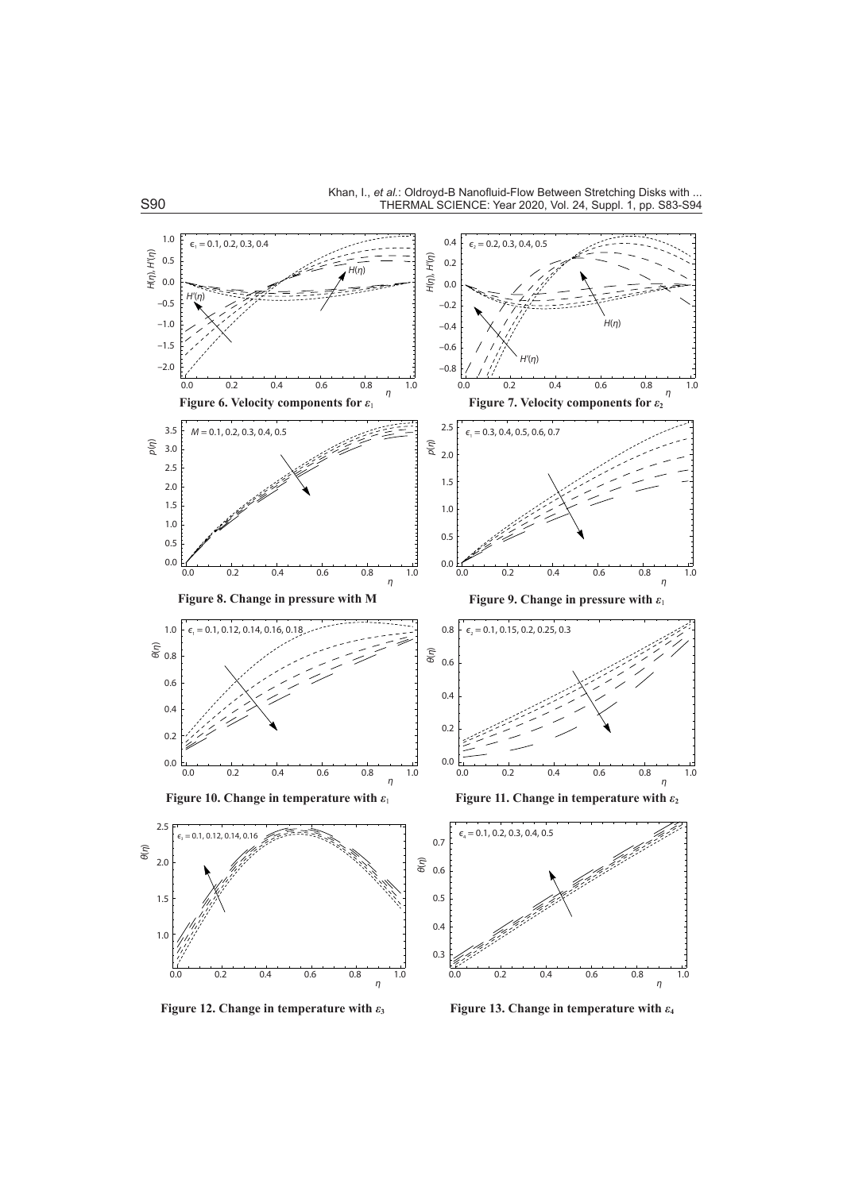Figure 6. Velocity components for $\varepsilon_1$

Figure 7. Velocity components for $\varepsilon_2$

Figure 8. Change in pressure with M

Figure 9. Change in pressure with $\varepsilon_1$

Figure 10. Change in temperature with $\varepsilon_1$

Figure 11. Change in temperature with $\varepsilon_2$

Figure 12. Change in temperature with $\varepsilon_3$

Figure 13. Change in temperature with $\varepsilon_4$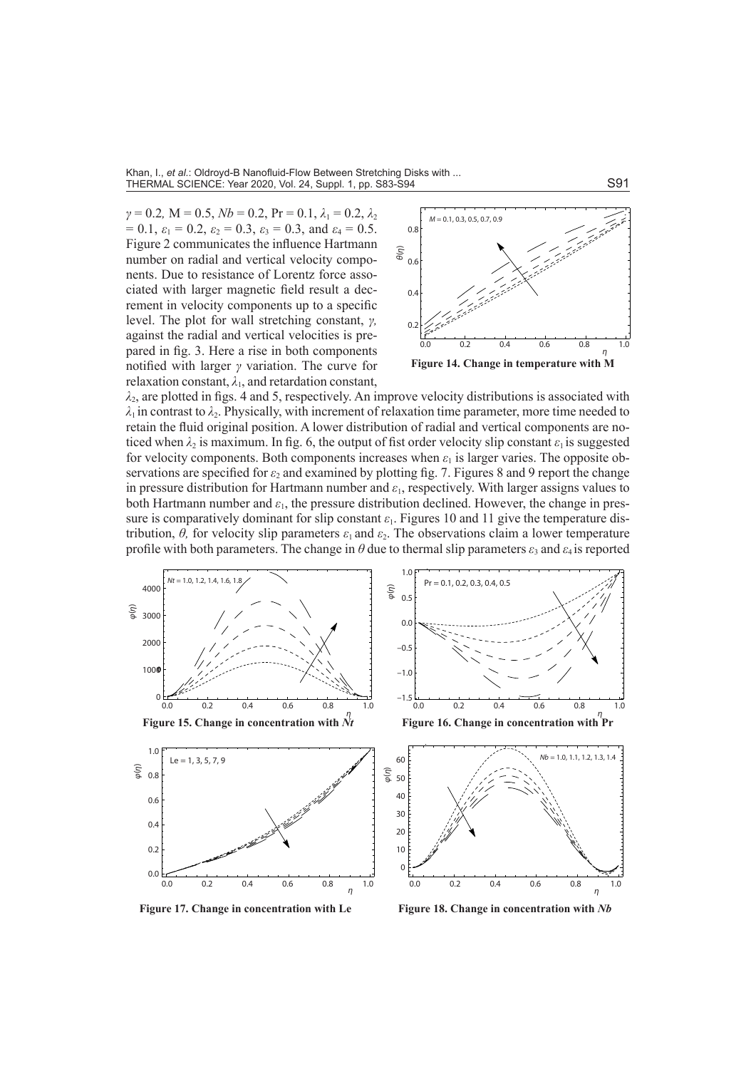$\gamma = 0.2$, $M = 0.5$, $Nb = 0.2$, $Pr = 0.1$, $\lambda_1 = 0.2$, $\lambda_2 = 0.1$, $\varepsilon_1 = 0.2$, $\varepsilon_2 = 0.3$, $\varepsilon_3 = 0.3$, and $\varepsilon_4 = 0.5$. Figure 2 communicates the influence Hartmann number on radial and vertical velocity components. Due to resistance of Lorentz force associated with larger magnetic field result a decrement in velocity components up to a specific level. The plot for wall stretching constant, $\gamma$, against the radial and vertical velocities is prepared in fig. 3. Here a rise in both components notified with larger $\gamma$ variation. The curve for relaxation constant, $\lambda_1$, and retardation constant, $\lambda_2$, are plotted in figs. 4 and 5, respectively. An improve velocity distributions is associated with $\lambda_1$ in contrast to $\lambda_2$. Physically, with increment of relaxation time parameter, more time needed to retain the fluid original position. A lower distribution of radial and vertical components are noticed when $\lambda_2$ is maximum. In fig. 6, the output of fist order velocity slip constant $\varepsilon_1$ is suggested for velocity components. Both components increases when $\varepsilon_1$ is larger varies. The opposite observations are specified for $\varepsilon_2$ and examined by plotting fig. 7. Figures 8 and 9 report the change in pressure distribution for Hartmann number and $\varepsilon_1$, respectively. With larger assigns values to both Hartmann number and $\varepsilon_1$, the pressure distribution declined. However, the change in pressure is comparatively dominant for slip constant $\varepsilon_1$. Figures 10 and 11 give the temperature distribution, $\theta$, for velocity slip parameters $\varepsilon_1$ and $\varepsilon_2$. The observations claim a lower temperature profile with both parameters. The change in $\theta$ due to thermal slip parameters $\varepsilon_3$ and $\varepsilon_4$ is reported

**Figure 14. Change in temperature with M**

**Figure 15. Change in concentration with $Nt$**

**Figure 16. Change in concentration with Pr**

**Figure 17. Change in concentration with Le**

**Figure 18. Change in concentration with $Nb$**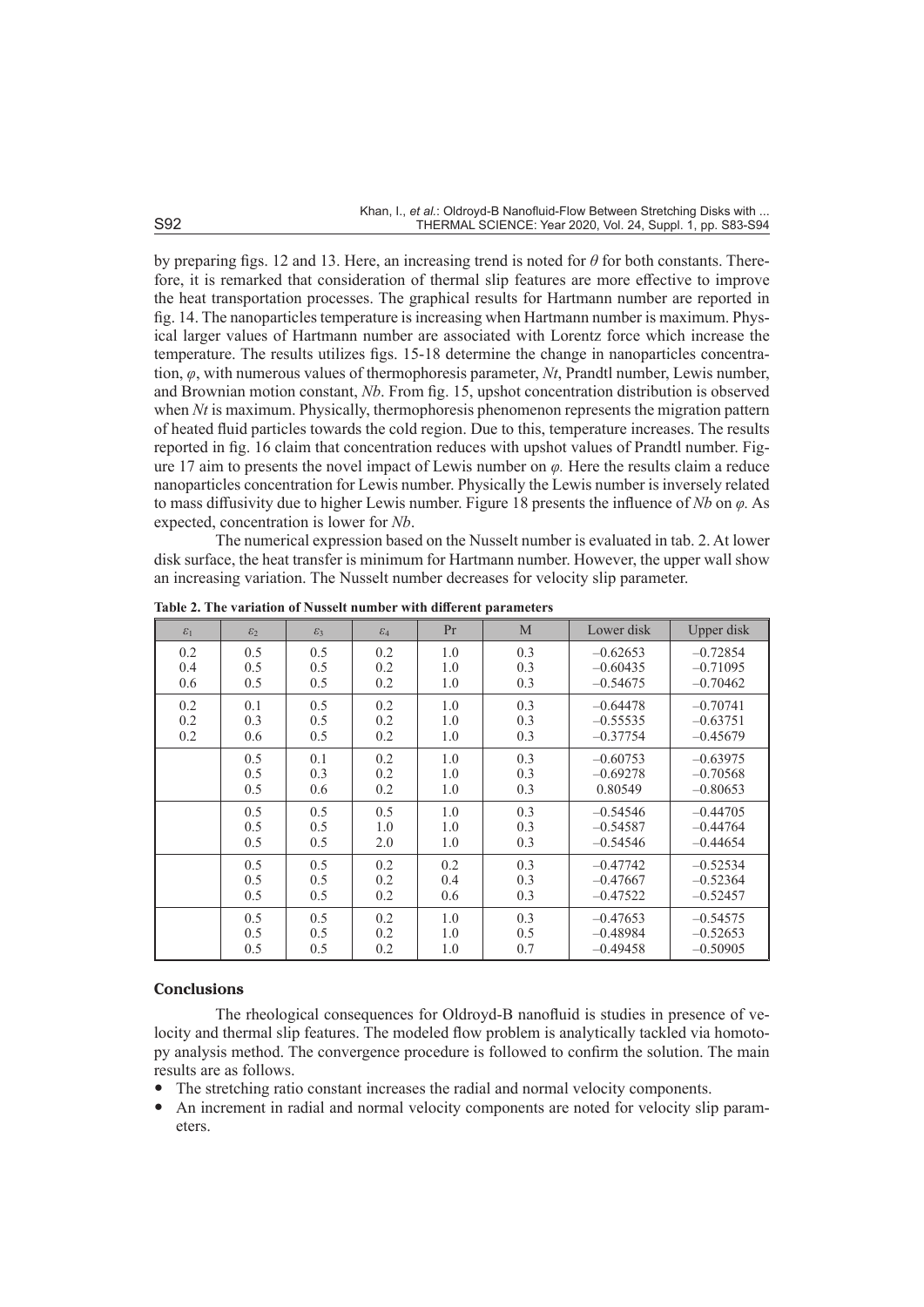by preparing figs. 12 and 13. Here, an increasing trend is noted for $\theta$ for both constants. Therefore, it is remarked that consideration of thermal slip features are more effective to improve the heat transportation processes. The graphical results for Hartmann number are reported in fig. 14. The nanoparticles temperature is increasing when Hartmann number is maximum. Physical larger values of Hartmann number are associated with Lorentz force which increase the temperature. The results utilizes figs. 15-18 determine the change in nanoparticles concentration, $\varphi$, with numerous values of thermophoresis parameter, $Nt$, Prandtl number, Lewis number, and Brownian motion constant, $Nb$. From fig. 15, upshot concentration distribution is observed when $Nt$ is maximum. Physically, thermophoresis phenomenon represents the migration pattern of heated fluid particles towards the cold region. Due to this, temperature increases. The results reported in fig. 16 claim that concentration reduces with upshot values of Prandtl number. Figure 17 aim to presents the novel impact of Lewis number on $\varphi$. Here the results claim a reduce nanoparticles concentration for Lewis number. Physically the Lewis number is inversely related to mass diffusivity due to higher Lewis number. Figure 18 presents the influence of $Nb$ on $\varphi$. As expected, concentration is lower for $Nb$.

The numerical expression based on the Nusselt number is evaluated in tab. 2. At lower disk surface, the heat transfer is minimum for Hartmann number. However, the upper wall show an increasing variation. The Nusselt number decreases for velocity slip parameter.

**Table 2. The variation of Nusselt number with different parameters**

| $\varepsilon_1$ | $\varepsilon_2$ | $\varepsilon_3$ | $\varepsilon_4$ | Pr | M | Lower disk | Upper disk |
|---|---|---|---|---|---|---|---|
| 0.2 | 0.5 | 0.5 | 0.2 | 1.0 | 0.3 | −0.62653 | −0.72854 |
| 0.4 | 0.5 | 0.5 | 0.2 | 1.0 | 0.3 | −0.60435 | −0.71095 |
| 0.6 | 0.5 | 0.5 | 0.2 | 1.0 | 0.3 | −0.54675 | −0.70462 |
| 0.2 | 0.1 | 0.5 | 0.2 | 1.0 | 0.3 | −0.64478 | −0.70741 |
| 0.2 | 0.3 | 0.5 | 0.2 | 1.0 | 0.3 | −0.55535 | −0.63751 |
| 0.2 | 0.6 | 0.5 | 0.2 | 1.0 | 0.3 | −0.37754 | −0.45679 |
| | 0.5 | 0.1 | 0.2 | 1.0 | 0.3 | −0.60753 | −0.63975 |
| | 0.5 | 0.3 | 0.2 | 1.0 | 0.3 | −0.69278 | −0.70568 |
| | 0.5 | 0.6 | 0.2 | 1.0 | 0.3 | 0.80549 | −0.80653 |
| | 0.5 | 0.5 | 0.5 | 1.0 | 0.3 | −0.54546 | −0.44705 |
| | 0.5 | 0.5 | 1.0 | 1.0 | 0.3 | −0.54587 | −0.44764 |
| | 0.5 | 0.5 | 2.0 | 1.0 | 0.3 | −0.54546 | −0.44654 |
| | 0.5 | 0.5 | 0.2 | 0.2 | 0.3 | −0.47742 | −0.52534 |
| | 0.5 | 0.5 | 0.2 | 0.4 | 0.3 | −0.47667 | −0.52364 |
| | 0.5 | 0.5 | 0.2 | 0.6 | 0.3 | −0.47522 | −0.52457 |
| | 0.5 | 0.5 | 0.2 | 1.0 | 0.3 | −0.47653 | −0.54575 |
| | 0.5 | 0.5 | 0.2 | 1.0 | 0.5 | −0.48984 | −0.52653 |
| | 0.5 | 0.5 | 0.2 | 1.0 | 0.7 | −0.49458 | −0.50905 |

## Conclusions

The rheological consequences for Oldroyd-B nanofluid is studies in presence of velocity and thermal slip features. The modeled flow problem is analytically tackled via homotopy analysis method. The convergence procedure is followed to confirm the solution. The main results are as follows.

- The stretching ratio constant increases the radial and normal velocity components.
- An increment in radial and normal velocity components are noted for velocity slip parameters.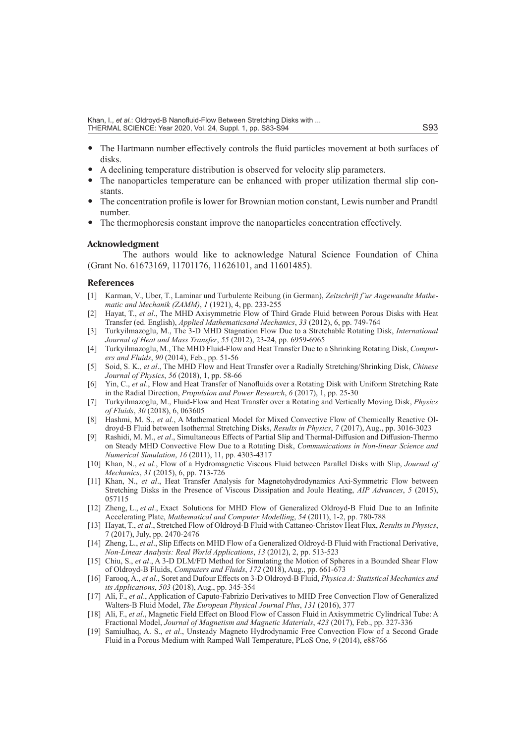- The Hartmann number effectively controls the fluid particles movement at both surfaces of disks.
- A declining temperature distribution is observed for velocity slip parameters.
- The nanoparticles temperature can be enhanced with proper utilization thermal slip constants.
- The concentration profile is lower for Brownian motion constant, Lewis number and Prandtl number.
- The thermophoresis constant improve the nanoparticles concentration effectively.

### Acknowledgment

The authors would like to acknowledge Natural Science Foundation of China (Grant No. 61673169, 11701176, 11626101, and 11601485).

### References

[1] Karman, V., Uber, T., Laminar und Turbulente Reibung (in German), *Zeitschrift f¨ur Angewandte Mathematic and Mechanik (ZAMM)*, *1* (1921), 4, pp. 233-255

[2] Hayat, T., *et al*., The MHD Axisymmetric Flow of Third Grade Fluid between Porous Disks with Heat Transfer (ed. English), *Applied Mathematicsand Mechanics*, *33* (2012), 6, pp. 749-764

[3] Turkyilmazoglu, M., The 3-D MHD Stagnation Flow Due to a Stretchable Rotating Disk, *International Journal of Heat and Mass Transfer*, *55* (2012), 23-24, pp. 6959-6965

[4] Turkyilmazoglu, M., The MHD Fluid-Flow and Heat Transfer Due to a Shrinking Rotating Disk, *Computers and Fluids*, *90* (2014), Feb., pp. 51-56

[5] Soid, S. K., *et al*., The MHD Flow and Heat Transfer over a Radially Stretching/Shrinking Disk, *Chinese Journal of Physics*, *56* (2018), 1, pp. 58-66

[6] Yin, C., *et al*., Flow and Heat Transfer of Nanofluids over a Rotating Disk with Uniform Stretching Rate in the Radial Direction, *Propulsion and Power Research*, *6* (2017), 1, pp. 25-30

[7] Turkyilmazoglu, M., Fluid-Flow and Heat Transfer over a Rotating and Vertically Moving Disk, *Physics of Fluids*, *30* (2018), 6, 063605

[8] Hashmi, M. S., *et al*., A Mathematical Model for Mixed Convective Flow of Chemically Reactive Oldroyd-B Fluid between Isothermal Stretching Disks, *Results in Physics*, *7* (2017), Aug., pp. 3016-3023

[9] Rashidi, M. M., *et al*., Simultaneous Effects of Partial Slip and Thermal-Diffusion and Diffusion-Thermo on Steady MHD Convective Flow Due to a Rotating Disk, *Communications in Non-linear Science and Numerical Simulation*, *16* (2011), 11, pp. 4303-4317

[10] Khan, N., *et al*., Flow of a Hydromagnetic Viscous Fluid between Parallel Disks with Slip, *Journal of Mechanics*, *31* (2015), 6, pp. 713-726

[11] Khan, N., *et al*., Heat Transfer Analysis for Magnetohydrodynamics Axi-Symmetric Flow between Stretching Disks in the Presence of Viscous Dissipation and Joule Heating, *AIP Advances*, *5* (2015), 057115

[12] Zheng, L., *et al*., Exact Solutions for MHD Flow of Generalized Oldroyd-B Fluid Due to an Infinite Accelerating Plate, *Mathematical and Computer Modelling*, *54* (2011), 1-2, pp. 780-788

[13] Hayat, T., *et al*., Stretched Flow of Oldroyd-B Fluid with Cattaneo-Christov Heat Flux, *Results in Physics*, 7 (2017), July, pp. 2470-2476

[14] Zheng, L., *et al*., Slip Effects on MHD Flow of a Generalized Oldroyd-B Fluid with Fractional Derivative, *Non-Linear Analysis: Real World Applications*, *13* (2012), 2, pp. 513-523

[15] Chiu, S., *et al*., A 3-D DLM/FD Method for Simulating the Motion of Spheres in a Bounded Shear Flow of Oldroyd-B Fluids, *Computers and Fluids*, *172* (2018), Aug., pp. 661-673

[16] Farooq, A., *et al*., Soret and Dufour Effects on 3-D Oldroyd-B Fluid, *Physica A: Statistical Mechanics and its Applications*, *503* (2018), Aug., pp. 345-354

[17] Ali, F., *et al*., Application of Caputo-Fabrizio Derivatives to MHD Free Convection Flow of Generalized Walters-B Fluid Model, *The European Physical Journal Plus*, *131* (2016), 377

[18] Ali, F., *et al*., Magnetic Field Effect on Blood Flow of Casson Fluid in Axisymmetric Cylindrical Tube: A Fractional Model, *Journal of Magnetism and Magnetic Materials*, *423* (2017), Feb., pp. 327-336

[19] Samiulhaq, A. S., *et al*., Unsteady Magneto Hydrodynamic Free Convection Flow of a Second Grade Fluid in a Porous Medium with Ramped Wall Temperature, PLoS One, *9* (2014), e88766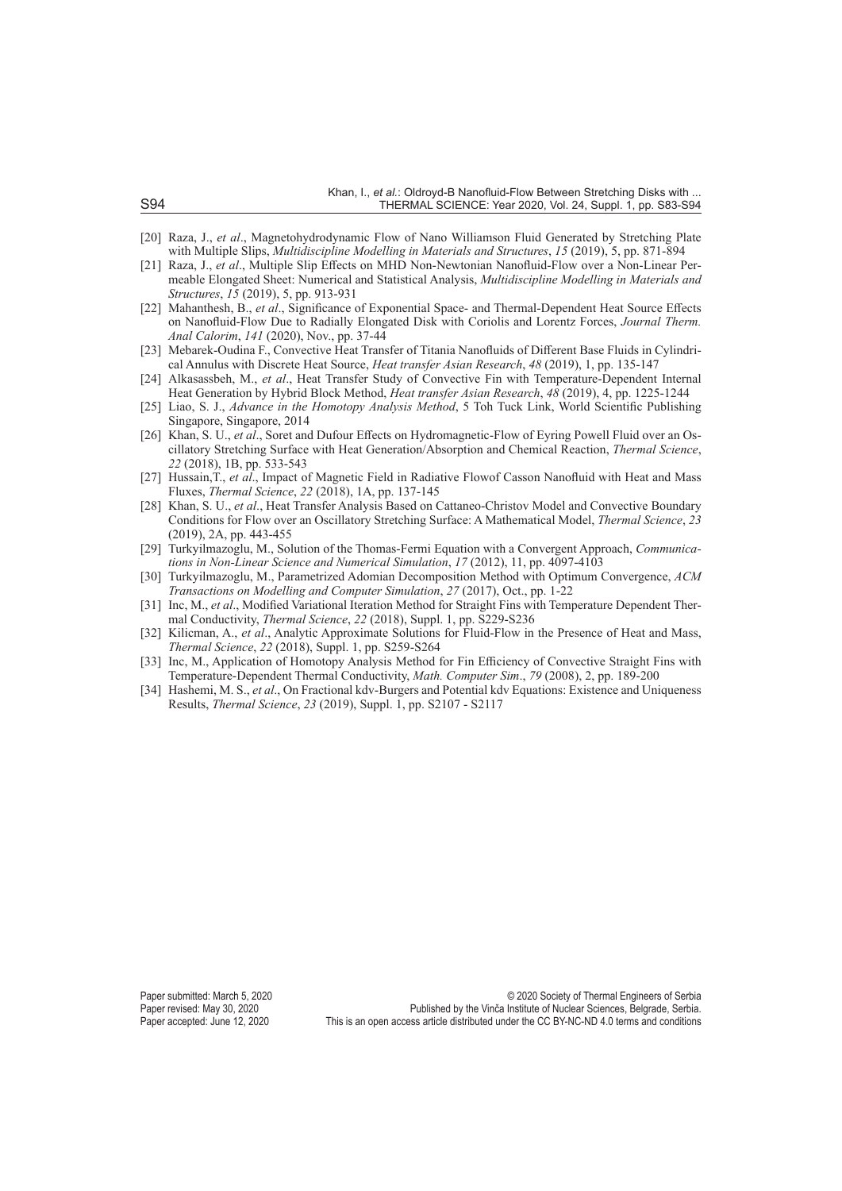[20] Raza, J., *et al*., Magnetohydrodynamic Flow of Nano Williamson Fluid Generated by Stretching Plate with Multiple Slips, *Multidiscipline Modelling in Materials and Structures*, *15* (2019), 5, pp. 871-894

[21] Raza, J., *et al*., Multiple Slip Effects on MHD Non-Newtonian Nanofluid-Flow over a Non-Linear Permeable Elongated Sheet: Numerical and Statistical Analysis, *Multidiscipline Modelling in Materials and Structures*, *15* (2019), 5, pp. 913-931

[22] Mahanthesh, B., *et al*., Significance of Exponential Space- and Thermal-Dependent Heat Source Effects on Nanofluid-Flow Due to Radially Elongated Disk with Coriolis and Lorentz Forces, *Journal Therm. Anal Calorim*, *141* (2020), Nov., pp. 37-44

[23] Mebarek-Oudina F., Convective Heat Transfer of Titania Nanofluids of Different Base Fluids in Cylindrical Annulus with Discrete Heat Source, *Heat transfer Asian Research*, *48* (2019), 1, pp. 135-147

[24] Alkasassbeh, M., *et al*., Heat Transfer Study of Convective Fin with Temperature-Dependent Internal Heat Generation by Hybrid Block Method, *Heat transfer Asian Research*, *48* (2019), 4, pp. 1225-1244

[25] Liao, S. J., *Advance in the Homotopy Analysis Method*, 5 Toh Tuck Link, World Scientific Publishing Singapore, Singapore, 2014

[26] Khan, S. U., *et al*., Soret and Dufour Effects on Hydromagnetic-Flow of Eyring Powell Fluid over an Oscillatory Stretching Surface with Heat Generation/Absorption and Chemical Reaction, *Thermal Science*, *22* (2018), 1B, pp. 533-543

[27] Hussain,T., *et al*., Impact of Magnetic Field in Radiative Flowof Casson Nanofluid with Heat and Mass Fluxes, *Thermal Science*, *22* (2018), 1A, pp. 137-145

[28] Khan, S. U., *et al*., Heat Transfer Analysis Based on Cattaneo-Christov Model and Convective Boundary Conditions for Flow over an Oscillatory Stretching Surface: A Mathematical Model, *Thermal Science*, *23* (2019), 2A, pp. 443-455

[29] Turkyilmazoglu, M., Solution of the Thomas-Fermi Equation with a Convergent Approach, *Communications in Non-Linear Science and Numerical Simulation*, *17* (2012), 11, pp. 4097-4103

[30] Turkyilmazoglu, M., Parametrized Adomian Decomposition Method with Optimum Convergence, *ACM Transactions on Modelling and Computer Simulation*, *27* (2017), Oct., pp. 1-22

[31] Inc, M., *et al*., Modified Variational Iteration Method for Straight Fins with Temperature Dependent Thermal Conductivity, *Thermal Science*, *22* (2018), Suppl. 1, pp. S229-S236

[32] Kilicman, A., *et al*., Analytic Approximate Solutions for Fluid-Flow in the Presence of Heat and Mass, *Thermal Science*, *22* (2018), Suppl. 1, pp. S259-S264

[33] Inc, M., Application of Homotopy Analysis Method for Fin Efficiency of Convective Straight Fins with Temperature-Dependent Thermal Conductivity, *Math. Computer Sim*., *79* (2008), 2, pp. 189-200

[34] Hashemi, M. S., *et al*., On Fractional kdv-Burgers and Potential kdv Equations: Existence and Uniqueness Results, *Thermal Science*, *23* (2019), Suppl. 1, pp. S2107 - S2117

Paper submitted: March 5, 2020
Paper revised: May 30, 2020
Paper accepted: June 12, 2020

© 2020 Society of Thermal Engineers of Serbia
Published by the Vinča Institute of Nuclear Sciences, Belgrade, Serbia.
This is an open access article distributed under the CC BY-NC-ND 4.0 terms and conditions